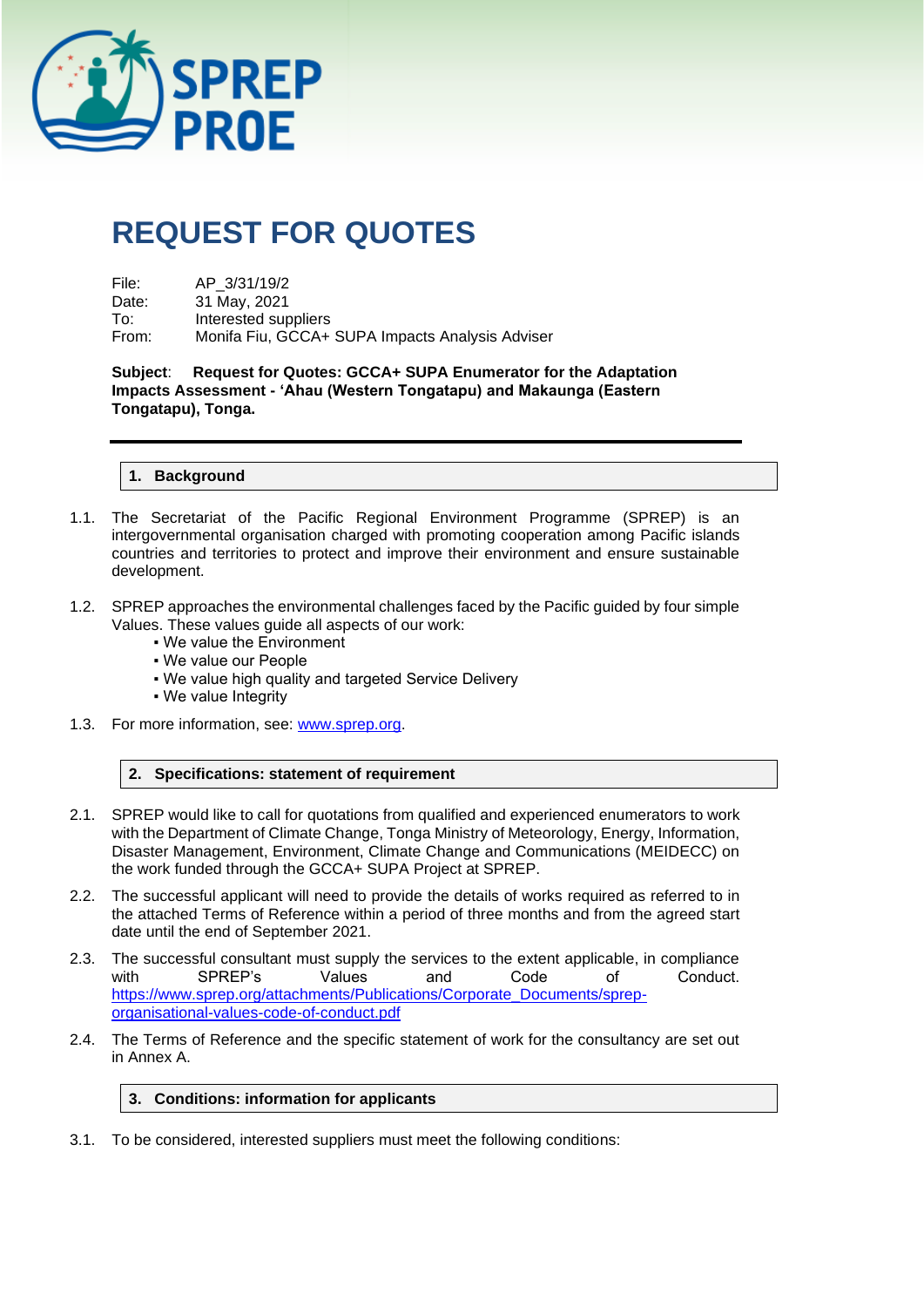# REQUEST FOR QUOTES

File: AP_3/31/19/2
Date: 31 May, 2021
To: Interested suppliers
From: Monifa Fiu, GCCA+ SUPA Impacts Analysis Adviser

**Subject**: **Request for Quotes: GCCA+ SUPA Enumerator for the Adaptation Impacts Assessment - 'Ahau (Western Tongatapu) and Makaunga (Eastern Tongatapu), Tonga.**

---

## 1. Background

1.1. The Secretariat of the Pacific Regional Environment Programme (SPREP) is an intergovernmental organisation charged with promoting cooperation among Pacific islands countries and territories to protect and improve their environment and ensure sustainable development.

1.2. SPREP approaches the environmental challenges faced by the Pacific guided by four simple Values. These values guide all aspects of our work:

- We value the Environment
- We value our People
- We value high quality and targeted Service Delivery
- We value Integrity

1.3. For more information, see: www.sprep.org.

## 2. Specifications: statement of requirement

2.1. SPREP would like to call for quotations from qualified and experienced enumerators to work with the Department of Climate Change, Tonga Ministry of Meteorology, Energy, Information, Disaster Management, Environment, Climate Change and Communications (MEIDECC) on the work funded through the GCCA+ SUPA Project at SPREP.

2.2. The successful applicant will need to provide the details of works required as referred to in the attached Terms of Reference within a period of three months and from the agreed start date until the end of September 2021.

2.3. The successful consultant must supply the services to the extent applicable, in compliance with SPREP's Values and Code of Conduct. https://www.sprep.org/attachments/Publications/Corporate_Documents/sprep-organisational-values-code-of-conduct.pdf

2.4. The Terms of Reference and the specific statement of work for the consultancy are set out in Annex A.

## 3. Conditions: information for applicants

3.1. To be considered, interested suppliers must meet the following conditions: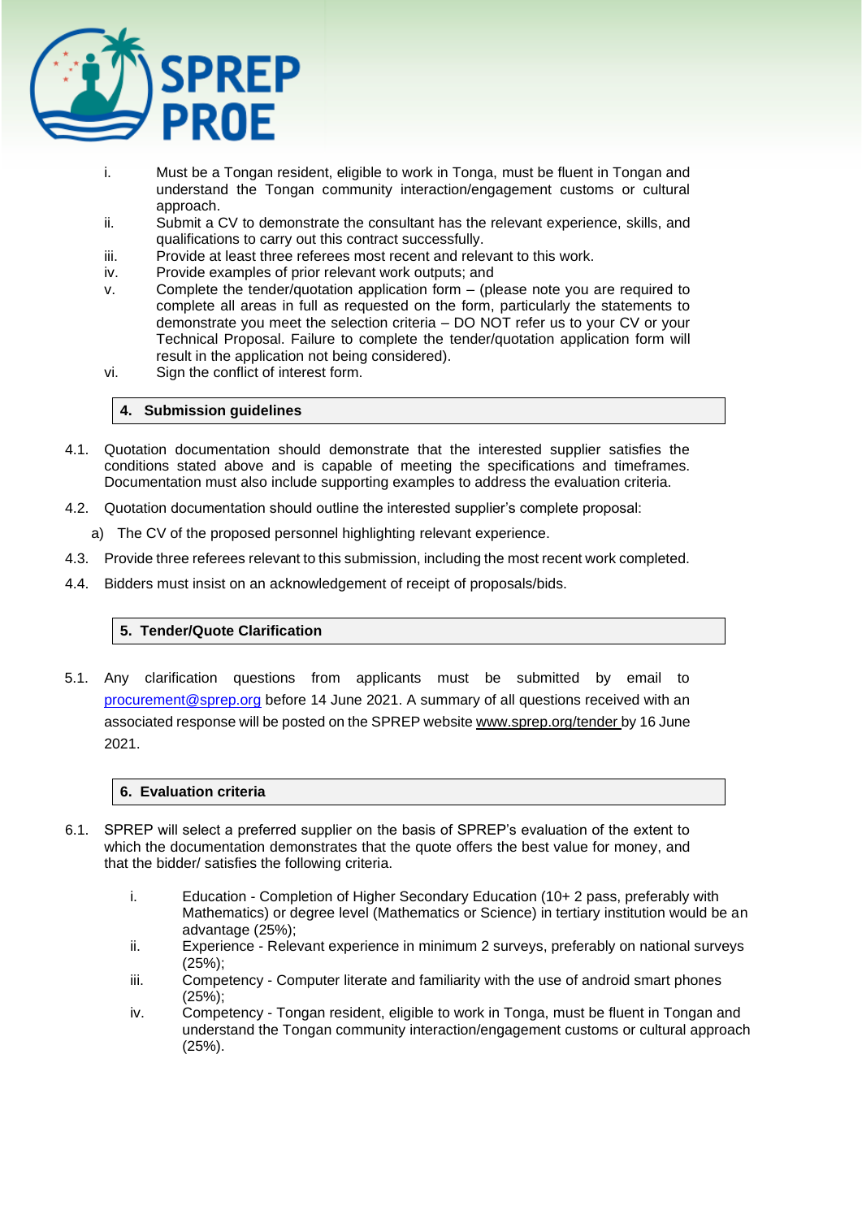i. Must be a Tongan resident, eligible to work in Tonga, must be fluent in Tongan and understand the Tongan community interaction/engagement customs or cultural approach.
ii. Submit a CV to demonstrate the consultant has the relevant experience, skills, and qualifications to carry out this contract successfully.
iii. Provide at least three referees most recent and relevant to this work.
iv. Provide examples of prior relevant work outputs; and
v. Complete the tender/quotation application form – (please note you are required to complete all areas in full as requested on the form, particularly the statements to demonstrate you meet the selection criteria – DO NOT refer us to your CV or your Technical Proposal. Failure to complete the tender/quotation application form will result in the application not being considered).
vi. Sign the conflict of interest form.

## 4. Submission guidelines

4.1. Quotation documentation should demonstrate that the interested supplier satisfies the conditions stated above and is capable of meeting the specifications and timeframes. Documentation must also include supporting examples to address the evaluation criteria.

4.2. Quotation documentation should outline the interested supplier's complete proposal:

a) The CV of the proposed personnel highlighting relevant experience.

4.3. Provide three referees relevant to this submission, including the most recent work completed.

4.4. Bidders must insist on an acknowledgement of receipt of proposals/bids.

## 5. Tender/Quote Clarification

5.1. Any clarification questions from applicants must be submitted by email to procurement@sprep.org before 14 June 2021. A summary of all questions received with an associated response will be posted on the SPREP website www.sprep.org/tender by 16 June 2021.

## 6. Evaluation criteria

6.1. SPREP will select a preferred supplier on the basis of SPREP's evaluation of the extent to which the documentation demonstrates that the quote offers the best value for money, and that the bidder/ satisfies the following criteria.

i. Education - Completion of Higher Secondary Education (10+ 2 pass, preferably with Mathematics) or degree level (Mathematics or Science) in tertiary institution would be an advantage (25%);
ii. Experience - Relevant experience in minimum 2 surveys, preferably on national surveys (25%);
iii. Competency - Computer literate and familiarity with the use of android smart phones (25%);
iv. Competency - Tongan resident, eligible to work in Tonga, must be fluent in Tongan and understand the Tongan community interaction/engagement customs or cultural approach (25%).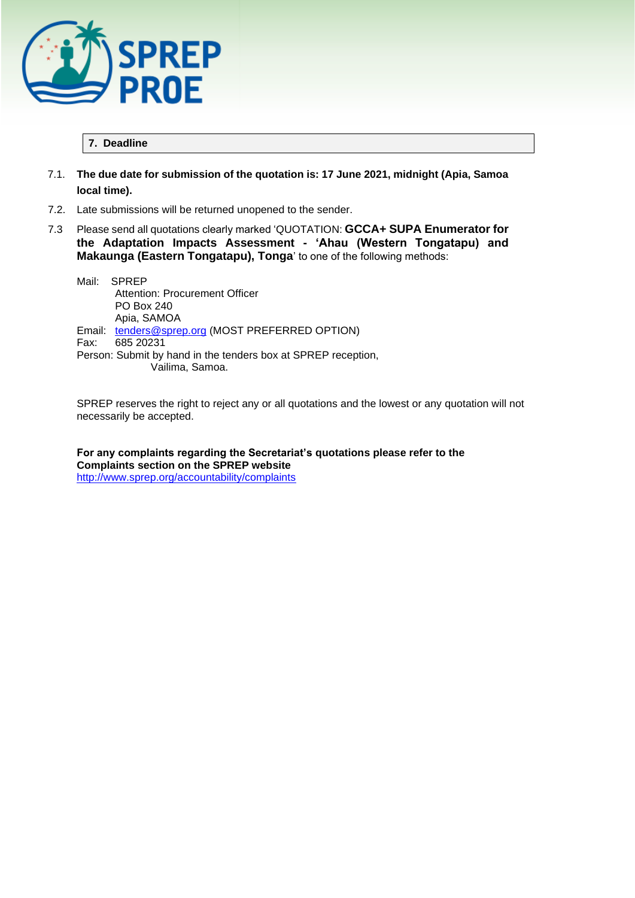## 7. Deadline

7.1. **The due date for submission of the quotation is: 17 June 2021, midnight (Apia, Samoa local time).**

7.2. Late submissions will be returned unopened to the sender.

7.3 Please send all quotations clearly marked 'QUOTATION: **GCCA+ SUPA Enumerator for the Adaptation Impacts Assessment - 'Ahau (Western Tongatapu) and Makaunga (Eastern Tongatapu), Tonga**' to one of the following methods:

Mail: SPREP
Attention: Procurement Officer
PO Box 240
Apia, SAMOA

Email: tenders@sprep.org (MOST PREFERRED OPTION)

Fax: 685 20231

Person: Submit by hand in the tenders box at SPREP reception, Vailima, Samoa.

SPREP reserves the right to reject any or all quotations and the lowest or any quotation will not necessarily be accepted.

**For any complaints regarding the Secretariat's quotations please refer to the Complaints section on the SPREP website**
http://www.sprep.org/accountability/complaints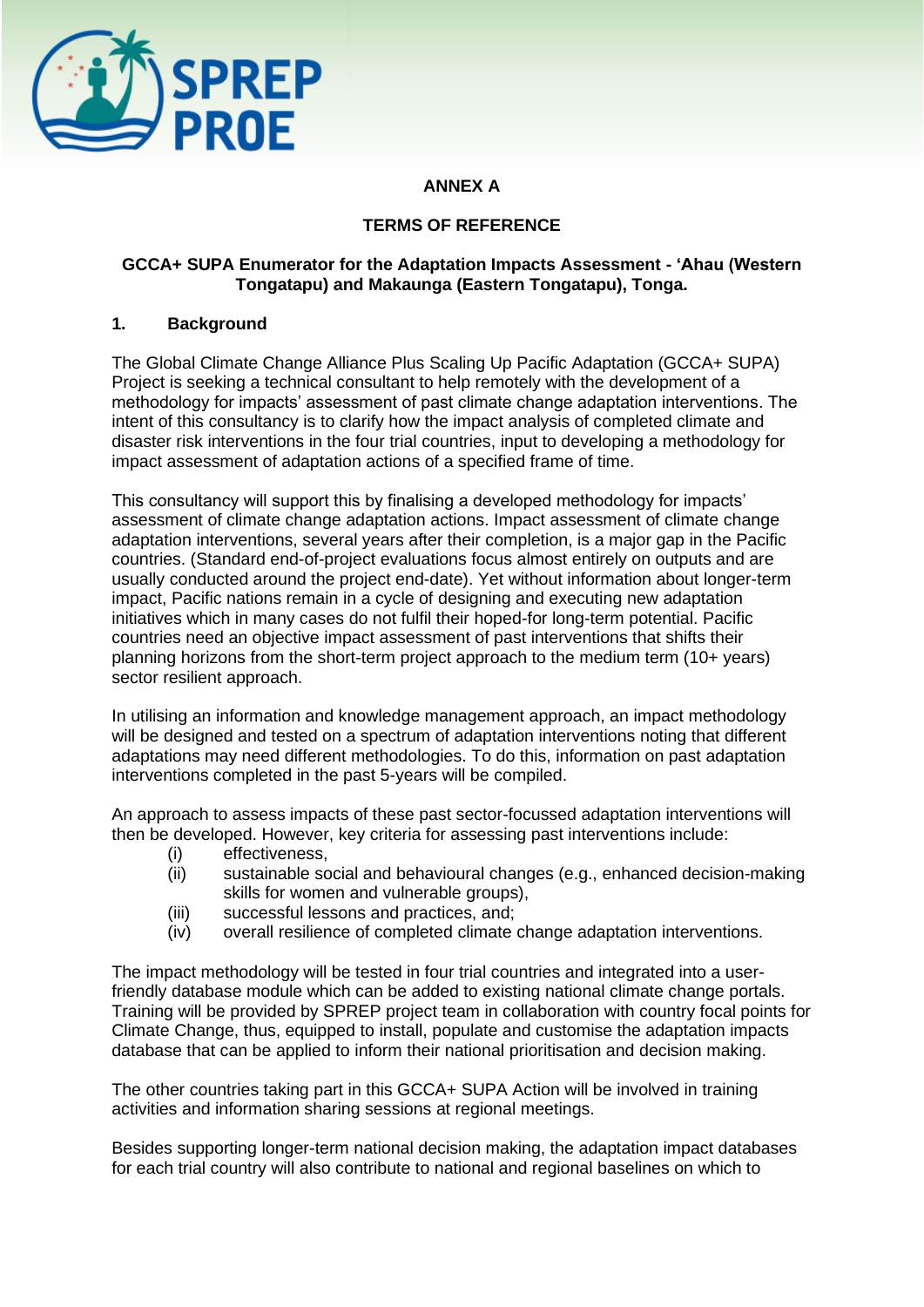## ANNEX A

## TERMS OF REFERENCE

### GCCA+ SUPA Enumerator for the Adaptation Impacts Assessment - 'Ahau (Western Tongatapu) and Makaunga (Eastern Tongatapu), Tonga.

### 1. Background

The Global Climate Change Alliance Plus Scaling Up Pacific Adaptation (GCCA+ SUPA) Project is seeking a technical consultant to help remotely with the development of a methodology for impacts' assessment of past climate change adaptation interventions. The intent of this consultancy is to clarify how the impact analysis of completed climate and disaster risk interventions in the four trial countries, input to developing a methodology for impact assessment of adaptation actions of a specified frame of time.

This consultancy will support this by finalising a developed methodology for impacts' assessment of climate change adaptation actions. Impact assessment of climate change adaptation interventions, several years after their completion, is a major gap in the Pacific countries. (Standard end-of-project evaluations focus almost entirely on outputs and are usually conducted around the project end-date). Yet without information about longer-term impact, Pacific nations remain in a cycle of designing and executing new adaptation initiatives which in many cases do not fulfil their hoped-for long-term potential. Pacific countries need an objective impact assessment of past interventions that shifts their planning horizons from the short-term project approach to the medium term (10+ years) sector resilient approach.

In utilising an information and knowledge management approach, an impact methodology will be designed and tested on a spectrum of adaptation interventions noting that different adaptations may need different methodologies. To do this, information on past adaptation interventions completed in the past 5-years will be compiled.

An approach to assess impacts of these past sector-focussed adaptation interventions will then be developed. However, key criteria for assessing past interventions include:

(i) effectiveness,
(ii) sustainable social and behavioural changes (e.g., enhanced decision-making skills for women and vulnerable groups),
(iii) successful lessons and practices, and;
(iv) overall resilience of completed climate change adaptation interventions.

The impact methodology will be tested in four trial countries and integrated into a user-friendly database module which can be added to existing national climate change portals. Training will be provided by SPREP project team in collaboration with country focal points for Climate Change, thus, equipped to install, populate and customise the adaptation impacts database that can be applied to inform their national prioritisation and decision making.

The other countries taking part in this GCCA+ SUPA Action will be involved in training activities and information sharing sessions at regional meetings.

Besides supporting longer-term national decision making, the adaptation impact databases for each trial country will also contribute to national and regional baselines on which to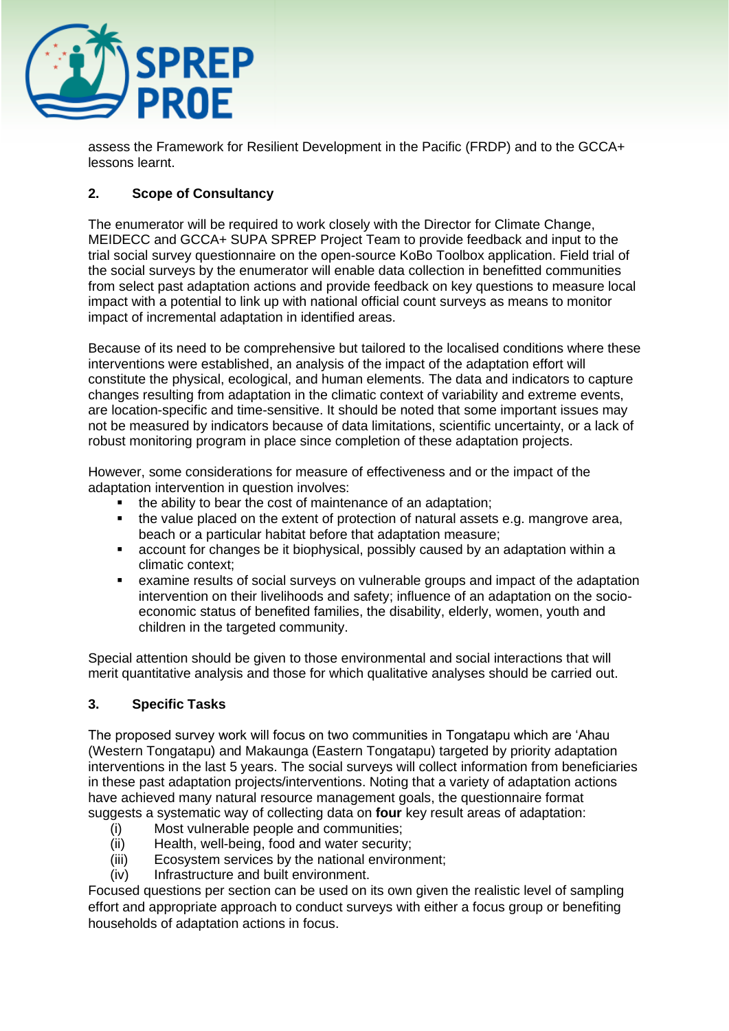assess the Framework for Resilient Development in the Pacific (FRDP) and to the GCCA+ lessons learnt.

## 2. Scope of Consultancy

The enumerator will be required to work closely with the Director for Climate Change, MEIDECC and GCCA+ SUPA SPREP Project Team to provide feedback and input to the trial social survey questionnaire on the open-source KoBo Toolbox application. Field trial of the social surveys by the enumerator will enable data collection in benefitted communities from select past adaptation actions and provide feedback on key questions to measure local impact with a potential to link up with national official count surveys as means to monitor impact of incremental adaptation in identified areas.

Because of its need to be comprehensive but tailored to the localised conditions where these interventions were established, an analysis of the impact of the adaptation effort will constitute the physical, ecological, and human elements. The data and indicators to capture changes resulting from adaptation in the climatic context of variability and extreme events, are location-specific and time-sensitive. It should be noted that some important issues may not be measured by indicators because of data limitations, scientific uncertainty, or a lack of robust monitoring program in place since completion of these adaptation projects.

However, some considerations for measure of effectiveness and or the impact of the adaptation intervention in question involves:

- the ability to bear the cost of maintenance of an adaptation;
- the value placed on the extent of protection of natural assets e.g. mangrove area, beach or a particular habitat before that adaptation measure;
- account for changes be it biophysical, possibly caused by an adaptation within a climatic context;
- examine results of social surveys on vulnerable groups and impact of the adaptation intervention on their livelihoods and safety; influence of an adaptation on the socio-economic status of benefited families, the disability, elderly, women, youth and children in the targeted community.

Special attention should be given to those environmental and social interactions that will merit quantitative analysis and those for which qualitative analyses should be carried out.

## 3. Specific Tasks

The proposed survey work will focus on two communities in Tongatapu which are ʻAhau (Western Tongatapu) and Makaunga (Eastern Tongatapu) targeted by priority adaptation interventions in the last 5 years. The social surveys will collect information from beneficiaries in these past adaptation projects/interventions. Noting that a variety of adaptation actions have achieved many natural resource management goals, the questionnaire format suggests a systematic way of collecting data on **four** key result areas of adaptation:

(i) Most vulnerable people and communities;
(ii) Health, well-being, food and water security;
(iii) Ecosystem services by the national environment;
(iv) Infrastructure and built environment.

Focused questions per section can be used on its own given the realistic level of sampling effort and appropriate approach to conduct surveys with either a focus group or benefiting households of adaptation actions in focus.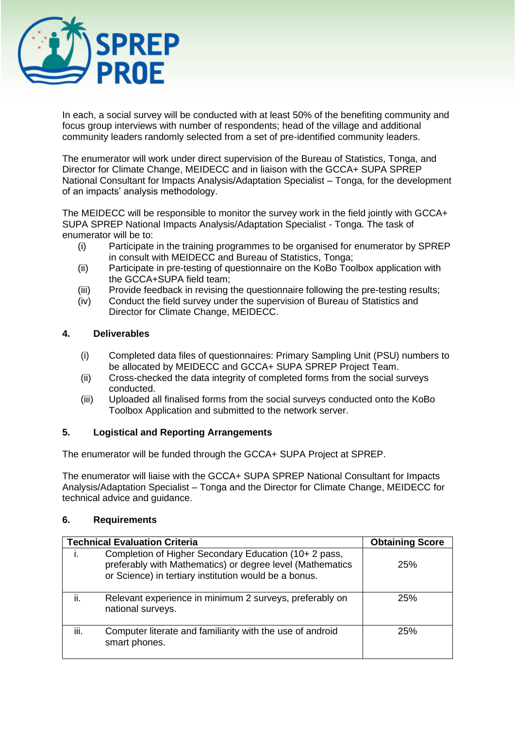In each, a social survey will be conducted with at least 50% of the benefiting community and focus group interviews with number of respondents; head of the village and additional community leaders randomly selected from a set of pre-identified community leaders.

The enumerator will work under direct supervision of the Bureau of Statistics, Tonga, and Director for Climate Change, MEIDECC and in liaison with the GCCA+ SUPA SPREP National Consultant for Impacts Analysis/Adaptation Specialist – Tonga, for the development of an impacts' analysis methodology.

The MEIDECC will be responsible to monitor the survey work in the field jointly with GCCA+ SUPA SPREP National Impacts Analysis/Adaptation Specialist - Tonga. The task of enumerator will be to:

(i) Participate in the training programmes to be organised for enumerator by SPREP in consult with MEIDECC and Bureau of Statistics, Tonga;
(ii) Participate in pre-testing of questionnaire on the KoBo Toolbox application with the GCCA+SUPA field team;
(iii) Provide feedback in revising the questionnaire following the pre-testing results;
(iv) Conduct the field survey under the supervision of Bureau of Statistics and Director for Climate Change, MEIDECC.

## 4. Deliverables

(i) Completed data files of questionnaires: Primary Sampling Unit (PSU) numbers to be allocated by MEIDECC and GCCA+ SUPA SPREP Project Team.
(ii) Cross-checked the data integrity of completed forms from the social surveys conducted.
(iii) Uploaded all finalised forms from the social surveys conducted onto the KoBo Toolbox Application and submitted to the network server.

## 5. Logistical and Reporting Arrangements

The enumerator will be funded through the GCCA+ SUPA Project at SPREP.

The enumerator will liaise with the GCCA+ SUPA SPREP National Consultant for Impacts Analysis/Adaptation Specialist – Tonga and the Director for Climate Change, MEIDECC for technical advice and guidance.

## 6. Requirements

| Technical Evaluation Criteria | | Obtaining Score |
|---|---|---|
| i. | Completion of Higher Secondary Education (10+ 2 pass, preferably with Mathematics) or degree level (Mathematics or Science) in tertiary institution would be a bonus. | 25% |
| ii. | Relevant experience in minimum 2 surveys, preferably on national surveys. | 25% |
| iii. | Computer literate and familiarity with the use of android smart phones. | 25% |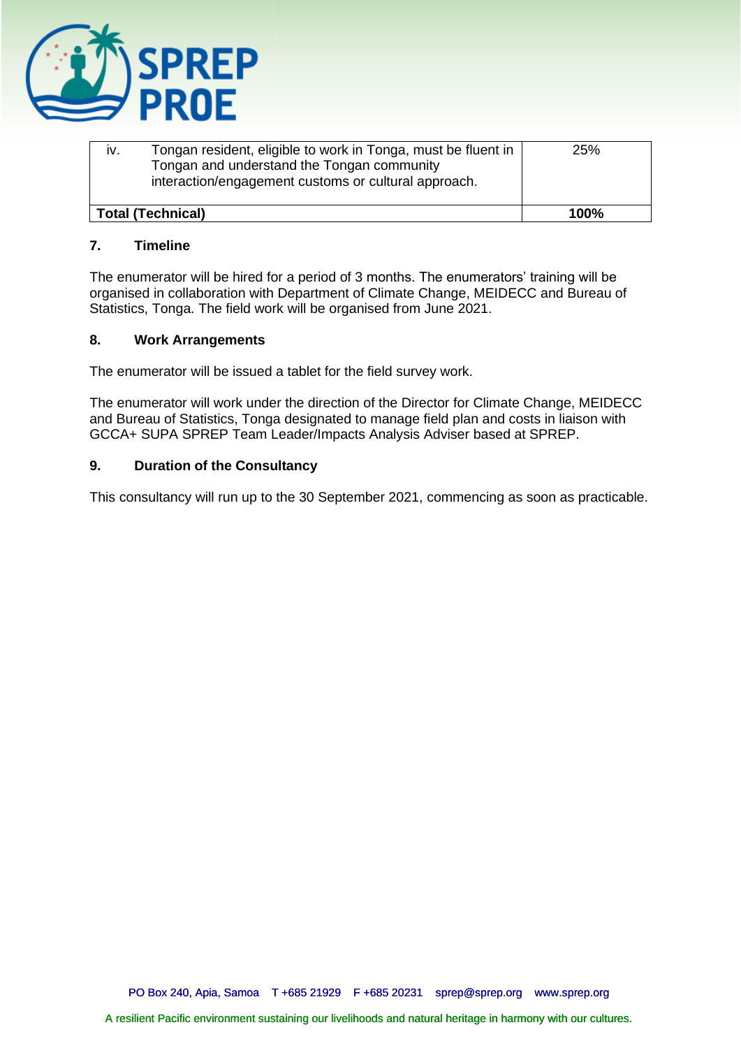| | | |
|---|---|---|
| iv. | Tongan resident, eligible to work in Tonga, must be fluent in Tongan and understand the Tongan community interaction/engagement customs or cultural approach. | 25% |
| **Total (Technical)** | | **100%** |

## 7. Timeline

The enumerator will be hired for a period of 3 months. The enumerators' training will be organised in collaboration with Department of Climate Change, MEIDECC and Bureau of Statistics, Tonga. The field work will be organised from June 2021.

## 8. Work Arrangements

The enumerator will be issued a tablet for the field survey work.

The enumerator will work under the direction of the Director for Climate Change, MEIDECC and Bureau of Statistics, Tonga designated to manage field plan and costs in liaison with GCCA+ SUPA SPREP Team Leader/Impacts Analysis Adviser based at SPREP.

## 9. Duration of the Consultancy

This consultancy will run up to the 30 September 2021, commencing as soon as practicable.